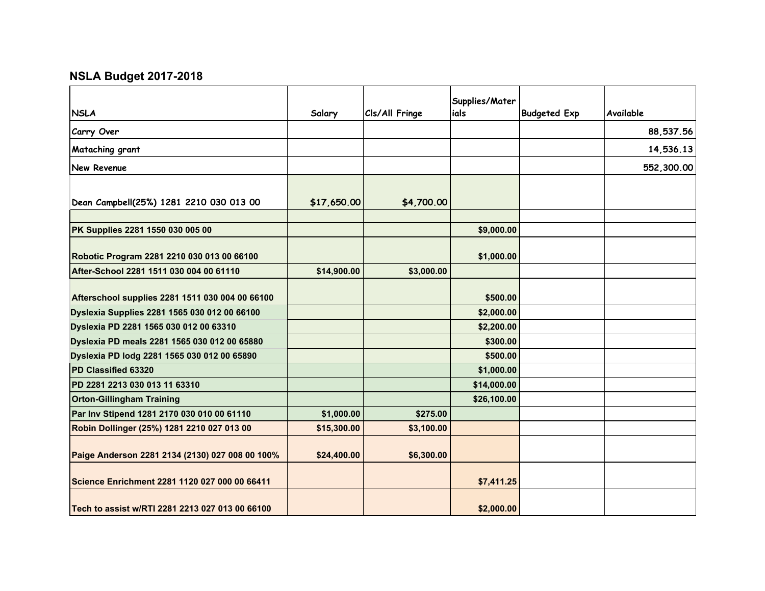## NSLA Budget 2017-2018

| NSLA | Salary | Cls/All Fringe | Supplies/Materials | Budgeted Exp | Available |
|---|---|---|---|---|---|
| Carry Over | | | | | 88,537.56 |
| Mataching grant | | | | | 14,536.13 |
| New Revenue | | | | | 552,300.00 |
| Dean Campbell(25%) 1281 2210 030 013 00 | $17,650.00 | $4,700.00 | | | |
| | | | | | |
| **PK Supplies 2281 1550 030 005 00** | | | **$9,000.00** | | |
| **Robotic Program 2281 2210 030 013 00 66100** | | | **$1,000.00** | | |
| **After-School 2281 1511 030 004 00 61110** | **$14,900.00** | **$3,000.00** | | | |
| **Afterschool supplies 2281 1511 030 004 00 66100** | | | **$500.00** | | |
| **Dyslexia Supplies 2281 1565 030 012 00 66100** | | | **$2,000.00** | | |
| **Dyslexia PD 2281 1565 030 012 00 63310** | | | **$2,200.00** | | |
| **Dyslexia PD meals 2281 1565 030 012 00 65880** | | | **$300.00** | | |
| **Dyslexia PD lodg 2281 1565 030 012 00 65890** | | | **$500.00** | | |
| **PD Classified 63320** | | | **$1,000.00** | | |
| **PD 2281 2213 030 013 11 63310** | | | **$14,000.00** | | |
| **Orton-Gillingham Training** | | | **$26,100.00** | | |
| **Par Inv Stipend 1281 2170 030 010 00 61110** | **$1,000.00** | **$275.00** | | | |
| **Robin Dollinger (25%) 1281 2210 027 013 00** | **$15,300.00** | **$3,100.00** | | | |
| **Paige Anderson 2281 2134 (2130) 027 008 00 100%** | **$24,400.00** | **$6,300.00** | | | |
| **Science Enrichment 2281 1120 027 000 00 66411** | | | **$7,411.25** | | |
| **Tech to assist w/RTI 2281 2213 027 013 00 66100** | | | **$2,000.00** | | |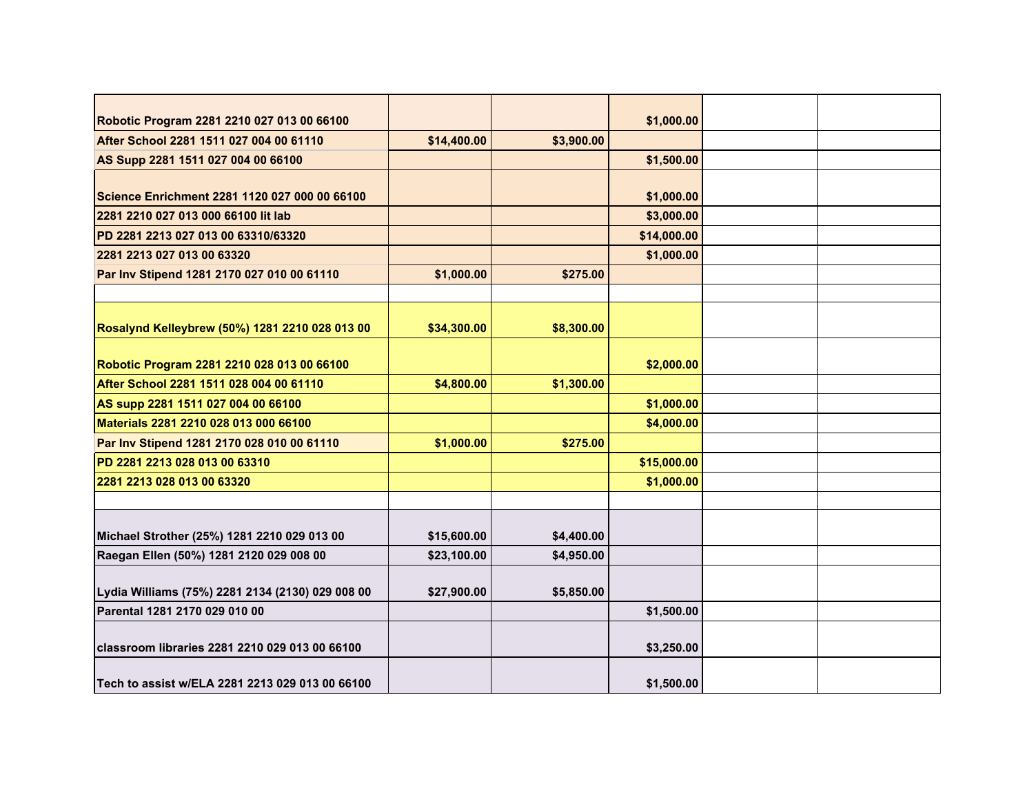| | | | | | |
|---|---|---|---|---|---|
| **Robotic Program 2281 2210 027 013 00 66100** | | | **$1,000.00** | | |
| **After School 2281 1511 027 004 00 61110** | **$14,400.00** | **$3,900.00** | | | |
| **AS Supp 2281 1511 027 004 00 66100** | | | **$1,500.00** | | |
| **Science Enrichment 2281 1120 027 000 00 66100** | | | **$1,000.00** | | |
| **2281 2210 027 013 000 66100 lit lab** | | | **$3,000.00** | | |
| **PD 2281 2213 027 013 00 63310/63320** | | | **$14,000.00** | | |
| **2281 2213 027 013 00 63320** | | | **$1,000.00** | | |
| **Par Inv Stipend 1281 2170 027 010 00 61110** | **$1,000.00** | **$275.00** | | | |
| | | | | | |
| **Rosalynd Kelleybrew (50%) 1281 2210 028 013 00** | **$34,300.00** | **$8,300.00** | | | |
| **Robotic Program 2281 2210 028 013 00 66100** | | | **$2,000.00** | | |
| **After School 2281 1511 028 004 00 61110** | **$4,800.00** | **$1,300.00** | | | |
| **AS supp 2281 1511 027 004 00 66100** | | | **$1,000.00** | | |
| **Materials 2281 2210 028 013 000 66100** | | | **$4,000.00** | | |
| **Par Inv Stipend 1281 2170 028 010 00 61110** | **$1,000.00** | **$275.00** | | | |
| **PD 2281 2213 028 013 00 63310** | | | **$15,000.00** | | |
| **2281 2213 028 013 00 63320** | | | **$1,000.00** | | |
| | | | | | |
| **Michael Strother (25%) 1281 2210 029 013 00** | **$15,600.00** | **$4,400.00** | | | |
| **Raegan Ellen (50%) 1281 2120 029 008 00** | **$23,100.00** | **$4,950.00** | | | |
| **Lydia Williams (75%) 2281 2134 (2130) 029 008 00** | **$27,900.00** | **$5,850.00** | | | |
| **Parental 1281 2170 029 010 00** | | | **$1,500.00** | | |
| **classroom libraries 2281 2210 029 013 00 66100** | | | **$3,250.00** | | |
| **Tech to assist w/ELA 2281 2213 029 013 00 66100** | | | **$1,500.00** | | |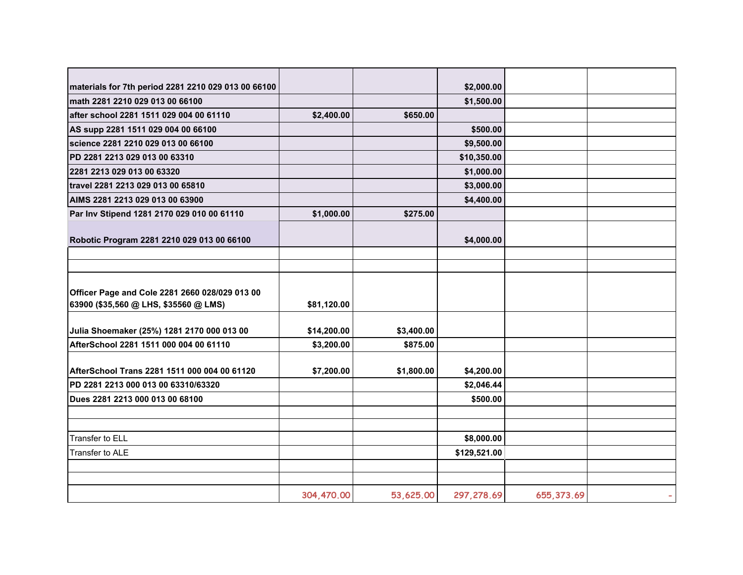| | | | | | |
|---|---|---|---|---|---|
| **materials for 7th period 2281 2210 029 013 00 66100** | | | **$2,000.00** | | |
| **math 2281 2210 029 013 00 66100** | | | **$1,500.00** | | |
| **after school 2281 1511 029 004 00 61110** | **$2,400.00** | **$650.00** | | | |
| **AS supp 2281 1511 029 004 00 66100** | | | **$500.00** | | |
| **science 2281 2210 029 013 00 66100** | | | **$9,500.00** | | |
| **PD 2281 2213 029 013 00 63310** | | | **$10,350.00** | | |
| **2281 2213 029 013 00 63320** | | | **$1,000.00** | | |
| **travel 2281 2213 029 013 00 65810** | | | **$3,000.00** | | |
| **AIMS 2281 2213 029 013 00 63900** | | | **$4,400.00** | | |
| **Par Inv Stipend 1281 2170 029 010 00 61110** | **$1,000.00** | **$275.00** | | | |
| **Robotic Program 2281 2210 029 013 00 66100** | | | **$4,000.00** | | |
| | | | | | |
| | | | | | |
| **Officer Page and Cole 2281 2660 028/029 013 00 63900 ($35,560 @ LHS, $35560 @ LMS)** | **$81,120.00** | | | | |
| **Julia Shoemaker (25%) 1281 2170 000 013 00** | **$14,200.00** | **$3,400.00** | | | |
| **AfterSchool 2281 1511 000 004 00 61110** | **$3,200.00** | **$875.00** | | | |
| **AfterSchool Trans 2281 1511 000 004 00 61120** | **$7,200.00** | **$1,800.00** | **$4,200.00** | | |
| **PD 2281 2213 000 013 00 63310/63320** | | | **$2,046.44** | | |
| **Dues 2281 2213 000 013 00 68100** | | | **$500.00** | | |
| | | | | | |
| | | | | | |
| Transfer to ELL | | | **$8,000.00** | | |
| Transfer to ALE | | | **$129,521.00** | | |
| | | | | | |
| | | | | | |
| | 304,470.00 | 53,625.00 | 297,278.69 | 655,373.69 | - |